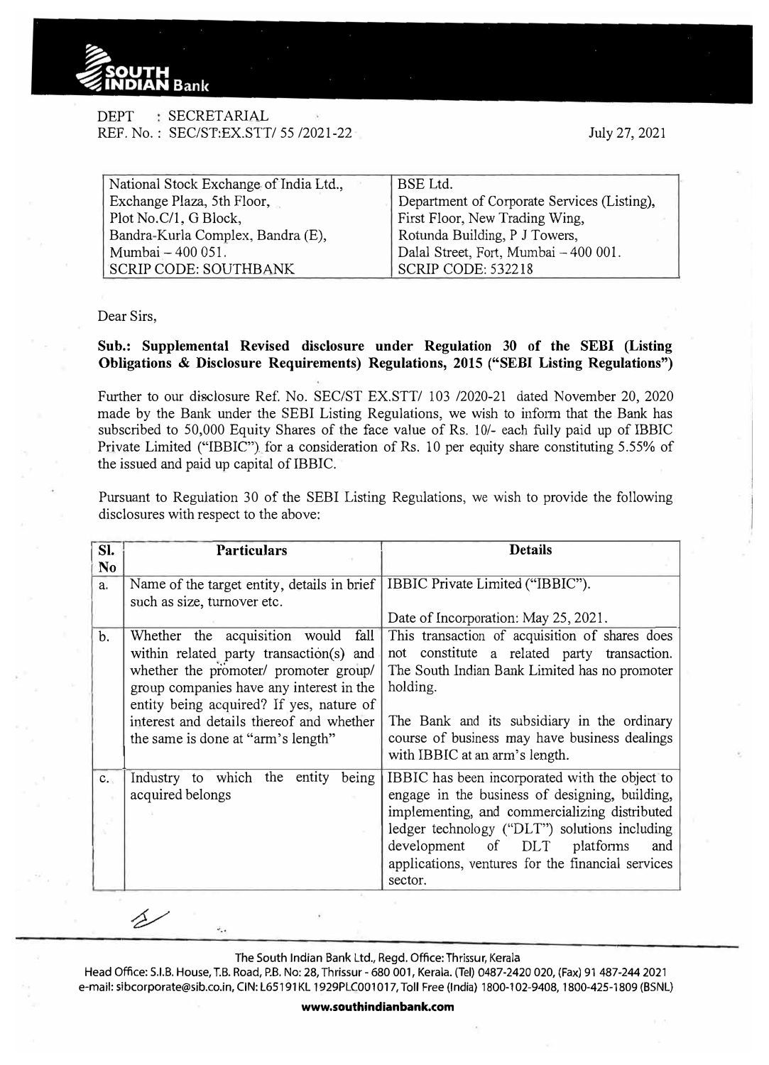DEPT : SECRETARIAL
REF. No. : SEC/ST:EX.STT/ 55 /2021-22

July 27, 2021

| National Stock Exchange of India Ltd., | BSE Ltd. |
|---|---|
| Exchange Plaza, 5th Floor, | Department of Corporate Services (Listing), |
| Plot No.C/1, G Block, | First Floor, New Trading Wing, |
| Bandra-Kurla Complex, Bandra (E), | Rotunda Building, P J Towers, |
| Mumbai – 400 051. | Dalal Street, Fort, Mumbai – 400 001. |
| SCRIP CODE: SOUTHBANK | SCRIP CODE: 532218 |

Dear Sirs,

**Sub.: Supplemental Revised disclosure under Regulation 30 of the SEBI (Listing Obligations & Disclosure Requirements) Regulations, 2015 ("SEBI Listing Regulations")**

Further to our disclosure Ref. No. SEC/ST EX.STT/ 103 /2020-21 dated November 20, 2020 made by the Bank under the SEBI Listing Regulations, we wish to inform that the Bank has subscribed to 50,000 Equity Shares of the face value of Rs. 10/- each fully paid up of IBBIC Private Limited ("IBBIC") for a consideration of Rs. 10 per equity share constituting 5.55% of the issued and paid up capital of IBBIC.

Pursuant to Regulation 30 of the SEBI Listing Regulations, we wish to provide the following disclosures with respect to the above:

| Sl. No | Particulars | Details |
|---|---|---|
| a. | Name of the target entity, details in brief such as size, turnover etc. | IBBIC Private Limited ("IBBIC").<br><br>Date of Incorporation: May 25, 2021. |
| b. | Whether the acquisition would fall within related party transaction(s) and whether the promoter/ promoter group/ group companies have any interest in the entity being acquired? If yes, nature of interest and details thereof and whether the same is done at "arm's length" | This transaction of acquisition of shares does not constitute a related party transaction. The South Indian Bank Limited has no promoter holding.<br><br>The Bank and its subsidiary in the ordinary course of business may have business dealings with IBBIC at an arm's length. |
| c. | Industry to which the entity being acquired belongs | IBBIC has been incorporated with the object to engage in the business of designing, building, implementing, and commercializing distributed ledger technology ("DLT") solutions including development of DLT platforms and applications, ventures for the financial services sector. |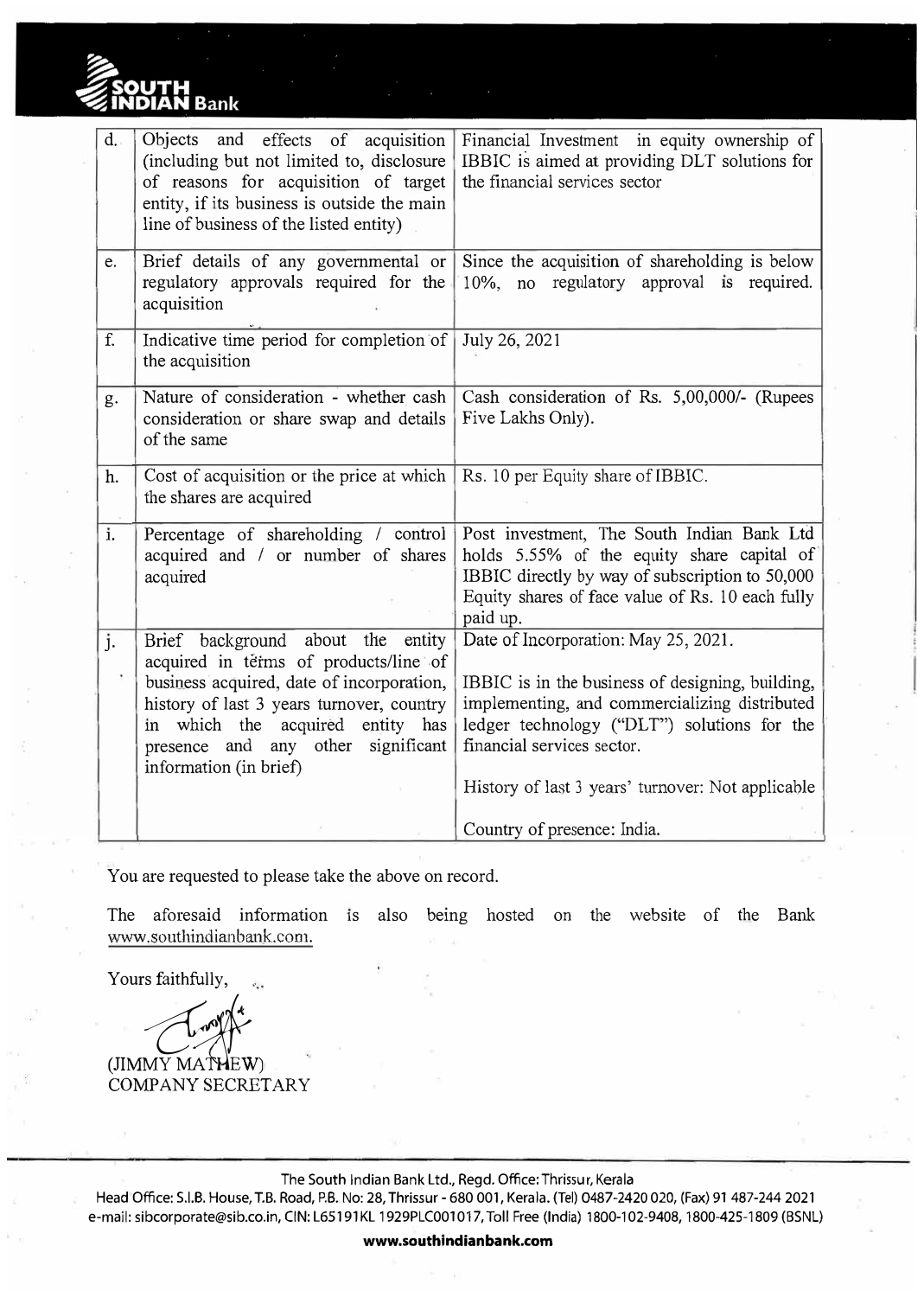| | | |
|---|---|---|
| d. | Objects and effects of acquisition (including but not limited to, disclosure of reasons for acquisition of target entity, if its business is outside the main line of business of the listed entity) | Financial Investment in equity ownership of IBBIC is aimed at providing DLT solutions for the financial services sector |
| e. | Brief details of any governmental or regulatory approvals required for the acquisition | Since the acquisition of shareholding is below 10%, no regulatory approval is required. |
| f. | Indicative time period for completion of the acquisition | July 26, 2021 |
| g. | Nature of consideration - whether cash consideration or share swap and details of the same | Cash consideration of Rs. 5,00,000/- (Rupees Five Lakhs Only). |
| h. | Cost of acquisition or the price at which the shares are acquired | Rs. 10 per Equity share of IBBIC. |
| i. | Percentage of shareholding / control acquired and / or number of shares acquired | Post investment, The South Indian Bank Ltd holds 5.55% of the equity share capital of IBBIC directly by way of subscription to 50,000 Equity shares of face value of Rs. 10 each fully paid up. |
| j. | Brief background about the entity acquired in terms of products/line of business acquired, date of incorporation, history of last 3 years turnover, country in which the acquired entity has presence and any other significant information (in brief) | Date of Incorporation: May 25, 2021.<br><br>IBBIC is in the business of designing, building, implementing, and commercializing distributed ledger technology ("DLT") solutions for the financial services sector.<br><br>History of last 3 years' turnover: Not applicable<br><br>Country of presence: India. |

You are requested to please take the above on record.

The aforesaid information is also being hosted on the website of the Bank www.southindianbank.com.

Yours faithfully,

(JIMMY MATHEW)
COMPANY SECRETARY

The South Indian Bank Ltd., Regd. Office: Thrissur, Kerala
Head Office: S.I.B. House, T.B. Road, P.B. No: 28, Thrissur - 680 001, Kerala. (Tel) 0487-2420 020, (Fax) 91 487-244 2021
e-mail: sibcorporate@sib.co.in, CIN: L65191KL1929PLC001017, Toll Free (India) 1800-102-9408, 1800-425-1809 (BSNL)
www.southindianbank.com